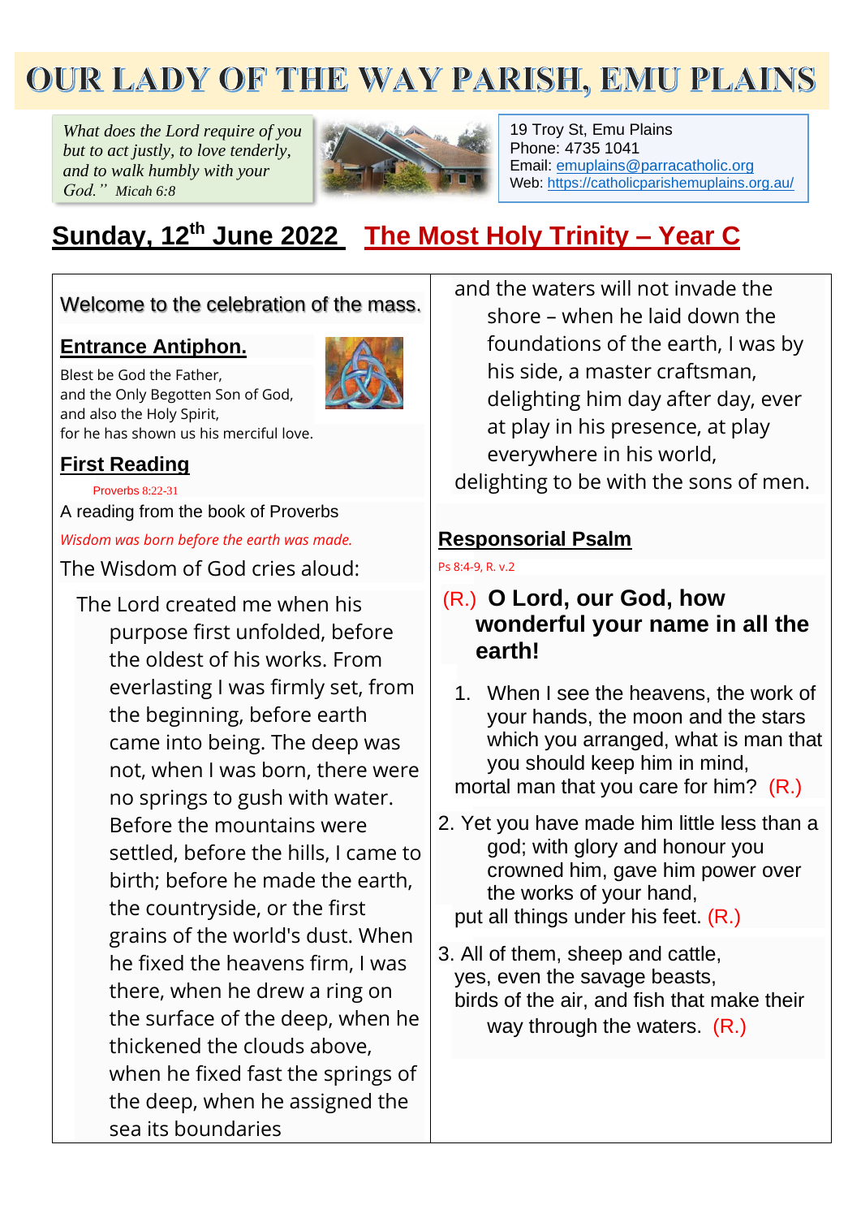# OUR LADY OF THE WAY PARISH, EMU PLAINS

*What does the Lord require of you but to act justly, to love tenderly, and to walk humbly with your God."* Micah 6:8

19 Troy St, Emu Plains
Phone: 4735 1041
Email: emuplains@parracatholic.org
Web: https://catholicparishemuplains.org.au/

## Sunday, 12th June 2022 The Most Holy Trinity – Year C

Welcome to the celebration of the mass.

### Entrance Antiphon.

Blest be God the Father,
and the Only Begotten Son of God,
and also the Holy Spirit,
for he has shown us his merciful love.

### First Reading

Proverbs 8:22-31

A reading from the book of Proverbs

*Wisdom was born before the earth was made.*

The Wisdom of God cries aloud:

The Lord created me when his purpose first unfolded, before the oldest of his works. From everlasting I was firmly set, from the beginning, before earth came into being. The deep was not, when I was born, there were no springs to gush with water. Before the mountains were settled, before the hills, I came to birth; before he made the earth, the countryside, or the first grains of the world's dust. When he fixed the heavens firm, I was there, when he drew a ring on the surface of the deep, when he thickened the clouds above, when he fixed fast the springs of the deep, when he assigned the sea its boundaries and the waters will not invade the shore – when he laid down the foundations of the earth, I was by his side, a master craftsman, delighting him day after day, ever at play in his presence, at play everywhere in his world,
delighting to be with the sons of men.

### Responsorial Psalm

Ps 8:4-9, R. v.2

(R.) **O Lord, our God, how wonderful your name in all the earth!**

1. When I see the heavens, the work of your hands, the moon and the stars which you arranged, what is man that you should keep him in mind,
mortal man that you care for him? (R.)

2. Yet you have made him little less than a god; with glory and honour you crowned him, gave him power over the works of your hand,
put all things under his feet. (R.)

3. All of them, sheep and cattle,
yes, even the savage beasts,
birds of the air, and fish that make their way through the waters. (R.)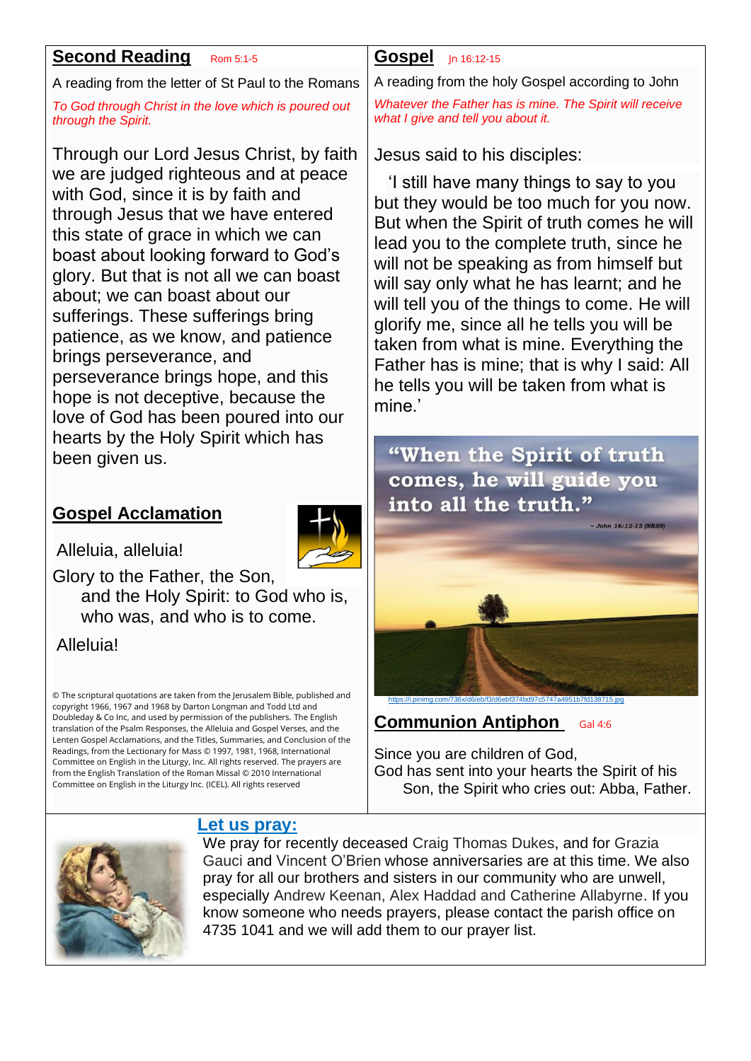## Second Reading Rom 5:1-5

A reading from the letter of St Paul to the Romans

*To God through Christ in the love which is poured out through the Spirit.*

Through our Lord Jesus Christ, by faith we are judged righteous and at peace with God, since it is by faith and through Jesus that we have entered this state of grace in which we can boast about looking forward to God's glory. But that is not all we can boast about; we can boast about our sufferings. These sufferings bring patience, as we know, and patience brings perseverance, and perseverance brings hope, and this hope is not deceptive, because the love of God has been poured into our hearts by the Holy Spirit which has been given us.

## Gospel Acclamation

Alleluia, alleluia!

Glory to the Father, the Son,
and the Holy Spirit: to God who is,
who was, and who is to come.

Alleluia!

© The scriptural quotations are taken from the Jerusalem Bible, published and copyright 1966, 1967 and 1968 by Darton Longman and Todd Ltd and Doubleday & Co Inc, and used by permission of the publishers. The English translation of the Psalm Responses, the Alleluia and Gospel Verses, and the Lenten Gospel Acclamations, and the Titles, Summaries, and Conclusion of the Readings, from the Lectionary for Mass © 1997, 1981, 1968, International Committee on English in the Liturgy, Inc. All rights reserved. The prayers are from the English Translation of the Roman Missal © 2010 International Committee on English in the Liturgy Inc. (ICEL). All rights reserved

## Gospel Jn 16:12-15

A reading from the holy Gospel according to John

*Whatever the Father has is mine. The Spirit will receive what I give and tell you about it.*

Jesus said to his disciples:

'I still have many things to say to you but they would be too much for you now. But when the Spirit of truth comes he will lead you to the complete truth, since he will not be speaking as from himself but will say only what he has learnt; and he will tell you of the things to come. He will glorify me, since all he tells you will be taken from what is mine. Everything the Father has is mine; that is why I said: All he tells you will be taken from what is mine.'

"When the Spirit of truth comes, he will guide you into all the truth."
~ John 16:12-15 (NRSV)

https://i.pinimg.com/736x/d6/eb/f3/d6ebf374bd97c5747a4951b7fd138715.jpg

## Communion Antiphon Gal 4:6

Since you are children of God,
God has sent into your hearts the Spirit of his Son, the Spirit who cries out: Abba, Father.

## Let us pray:

We pray for recently deceased Craig Thomas Dukes, and for Grazia Gauci and Vincent O'Brien whose anniversaries are at this time. We also pray for all our brothers and sisters in our community who are unwell, especially Andrew Keenan, Alex Haddad and Catherine Allabyrne. If you know someone who needs prayers, please contact the parish office on 4735 1041 and we will add them to our prayer list.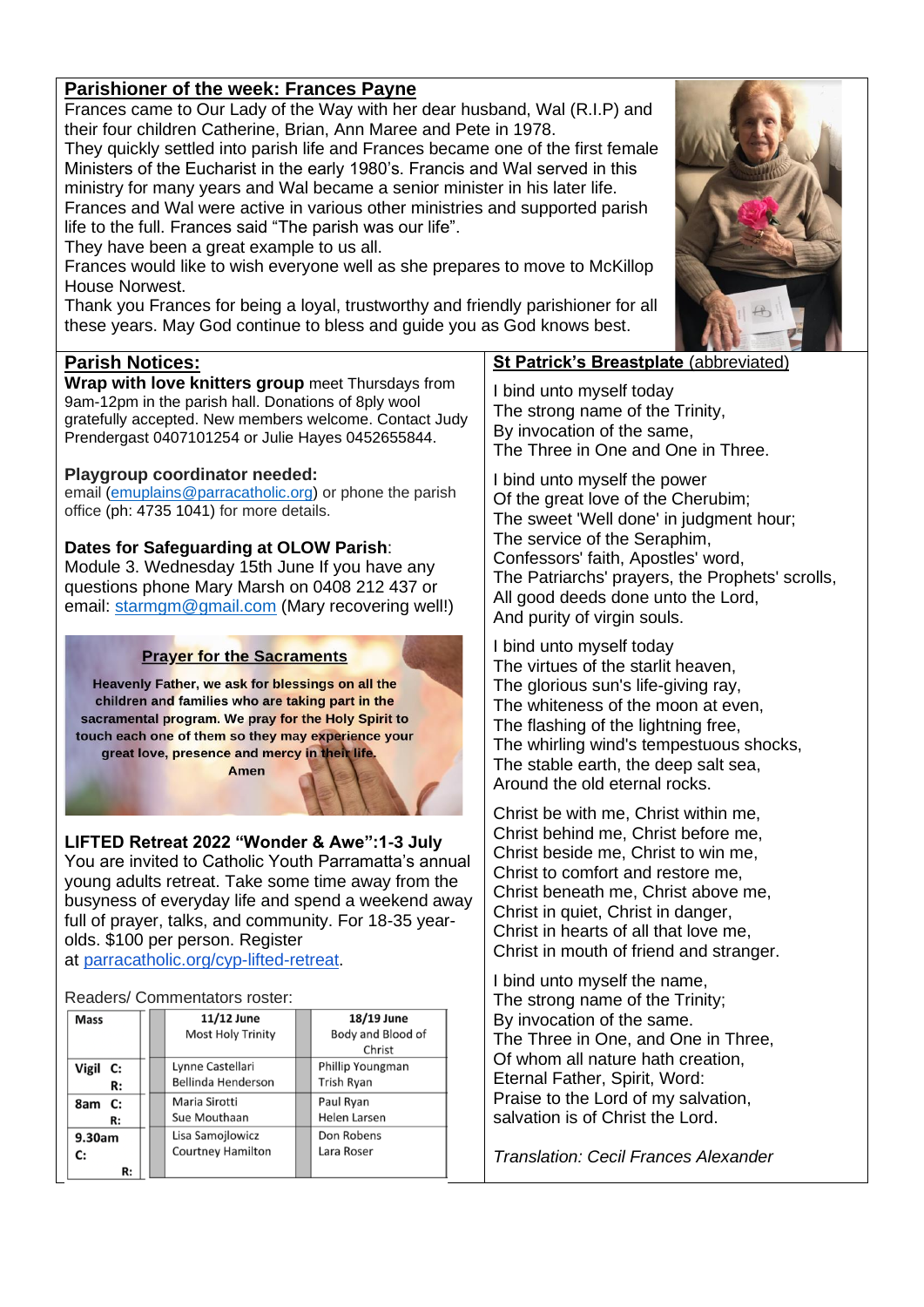## Parishioner of the week: Frances Payne

Frances came to Our Lady of the Way with her dear husband, Wal (R.I.P) and their four children Catherine, Brian, Ann Maree and Pete in 1978.
They quickly settled into parish life and Frances became one of the first female Ministers of the Eucharist in the early 1980's. Francis and Wal served in this ministry for many years and Wal became a senior minister in his later life.
Frances and Wal were active in various other ministries and supported parish life to the full. Frances said "The parish was our life".
They have been a great example to us all.
Frances would like to wish everyone well as she prepares to move to McKillop House Norwest.
Thank you Frances for being a loyal, trustworthy and friendly parishioner for all these years. May God continue to bless and guide you as God knows best.

## Parish Notices:

**Wrap with love knitters group** meet Thursdays from 9am-12pm in the parish hall. Donations of 8ply wool gratefully accepted. New members welcome. Contact Judy Prendergast 0407101254 or Julie Hayes 0452655844.

**Playgroup coordinator needed:**
email (emuplains@parracatholic.org) or phone the parish office (ph: 4735 1041) for more details.

**Dates for Safeguarding at OLOW Parish**:
Module 3. Wednesday 15th June If you have any questions phone Mary Marsh on 0408 212 437 or email: starmgm@gmail.com (Mary recovering well!)

### Prayer for the Sacraments

**Heavenly Father, we ask for blessings on all the children and families who are taking part in the sacramental program. We pray for the Holy Spirit to touch each one of them so they may experience your great love, presence and mercy in their life.**
**Amen**

**LIFTED Retreat 2022 "Wonder & Awe":1-3 July**
You are invited to Catholic Youth Parramatta's annual young adults retreat. Take some time away from the busyness of everyday life and spend a weekend away full of prayer, talks, and community. For 18-35 year-olds. $100 per person. Register at parracatholic.org/cyp-lifted-retreat.

Readers/ Commentators roster:

| Mass | | 11/12 June Most Holy Trinity | | 18/19 June Body and Blood of Christ |
|---|---|---|---|---|
| Vigil C: | | Lynne Castellari | | Phillip Youngman |
| R: | | Bellinda Henderson | | Trish Ryan |
| 8am C: | | Maria Sirotti | | Paul Ryan |
| R: | | Sue Mouthaan | | Helen Larsen |
| 9.30am C: | | Lisa Samojlowicz | | Don Robens |
| R: | | Courtney Hamilton | | Lara Roser |

## St Patrick's Breastplate (abbreviated)

I bind unto myself today
The strong name of the Trinity,
By invocation of the same,
The Three in One and One in Three.

I bind unto myself the power
Of the great love of the Cherubim;
The sweet 'Well done' in judgment hour;
The service of the Seraphim,
Confessors' faith, Apostles' word,
The Patriarchs' prayers, the Prophets' scrolls,
All good deeds done unto the Lord,
And purity of virgin souls.

I bind unto myself today
The virtues of the starlit heaven,
The glorious sun's life-giving ray,
The whiteness of the moon at even,
The flashing of the lightning free,
The whirling wind's tempestuous shocks,
The stable earth, the deep salt sea,
Around the old eternal rocks.

Christ be with me, Christ within me,
Christ behind me, Christ before me,
Christ beside me, Christ to win me,
Christ to comfort and restore me,
Christ beneath me, Christ above me,
Christ in quiet, Christ in danger,
Christ in hearts of all that love me,
Christ in mouth of friend and stranger.

I bind unto myself the name,
The strong name of the Trinity;
By invocation of the same.
The Three in One, and One in Three,
Of whom all nature hath creation,
Eternal Father, Spirit, Word:
Praise to the Lord of my salvation,
salvation is of Christ the Lord.

*Translation: Cecil Frances Alexander*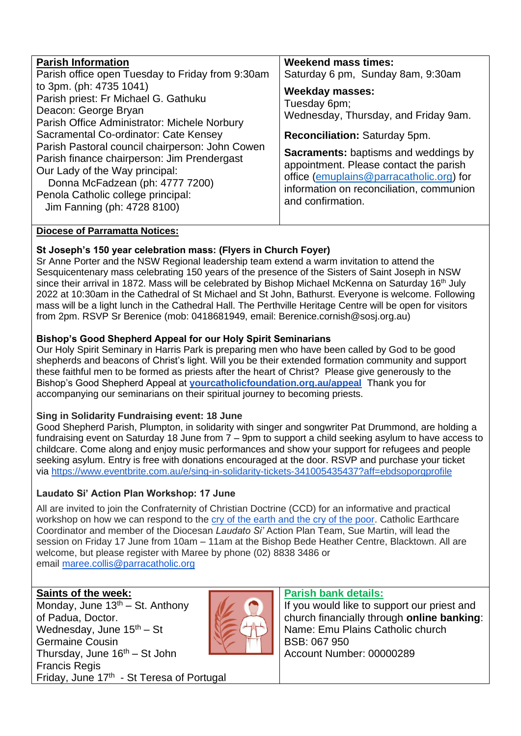**Parish Information**

Parish office open Tuesday to Friday from 9:30am to 3pm. (ph: 4735 1041)
Parish priest: Fr Michael G. Gathuku
Deacon: George Bryan
Parish Office Administrator: Michele Norbury
Sacramental Co-ordinator: Cate Kensey
Parish Pastoral council chairperson: John Cowen
Parish finance chairperson: Jim Prendergast
Our Lady of the Way principal:
Donna McFadzean (ph: 4777 7200)
Penola Catholic college principal:
Jim Fanning (ph: 4728 8100)

**Weekend mass times:**
Saturday 6 pm, Sunday 8am, 9:30am

**Weekday masses:**
Tuesday 6pm;
Wednesday, Thursday, and Friday 9am.

**Reconciliation:** Saturday 5pm.

**Sacraments:** baptisms and weddings by appointment. Please contact the parish office (emuplains@parracatholic.org) for information on reconciliation, communion and confirmation.

**Diocese of Parramatta Notices:**

**St Joseph's 150 year celebration mass: (Flyers in Church Foyer)**

Sr Anne Porter and the NSW Regional leadership team extend a warm invitation to attend the Sesquicentenary mass celebrating 150 years of the presence of the Sisters of Saint Joseph in NSW since their arrival in 1872. Mass will be celebrated by Bishop Michael McKenna on Saturday 16th July 2022 at 10:30am in the Cathedral of St Michael and St John, Bathurst. Everyone is welcome. Following mass will be a light lunch in the Cathedral Hall. The Perthville Heritage Centre will be open for visitors from 2pm. RSVP Sr Berenice (mob: 0418681949, email: Berenice.cornish@sosj.org.au)

**Bishop's Good Shepherd Appeal for our Holy Spirit Seminarians**

Our Holy Spirit Seminary in Harris Park is preparing men who have been called by God to be good shepherds and beacons of Christ's light. Will you be their extended formation community and support these faithful men to be formed as priests after the heart of Christ? Please give generously to the Bishop's Good Shepherd Appeal at **yourcatholicfoundation.org.au/appeal** Thank you for accompanying our seminarians on their spiritual journey to becoming priests.

**Sing in Solidarity Fundraising event: 18 June**

Good Shepherd Parish, Plumpton, in solidarity with singer and songwriter Pat Drummond, are holding a fundraising event on Saturday 18 June from 7 – 9pm to support a child seeking asylum to have access to childcare. Come along and enjoy music performances and show your support for refugees and people seeking asylum. Entry is free with donations encouraged at the door. RSVP and purchase your ticket via https://www.eventbrite.com.au/e/sing-in-solidarity-tickets-341005435437?aff=ebdsoporgprofile

**Laudato Si' Action Plan Workshop: 17 June**

All are invited to join the Confraternity of Christian Doctrine (CCD) for an informative and practical workshop on how we can respond to the cry of the earth and the cry of the poor. Catholic Earthcare Coordinator and member of the Diocesan *Laudato Si'* Action Plan Team, Sue Martin, will lead the session on Friday 17 June from 10am – 11am at the Bishop Bede Heather Centre, Blacktown. All are welcome, but please register with Maree by phone (02) 8838 3486 or email maree.collis@parracatholic.org

**Saints of the week:**

Monday, June 13th – St. Anthony of Padua, Doctor.
Wednesday, June 15th – St Germaine Cousin
Thursday, June 16th – St John Francis Regis
Friday, June 17th - St Teresa of Portugal

**Parish bank details:**

If you would like to support our priest and church financially through **online banking**:
Name: Emu Plains Catholic church
BSB: 067 950
Account Number: 00000289